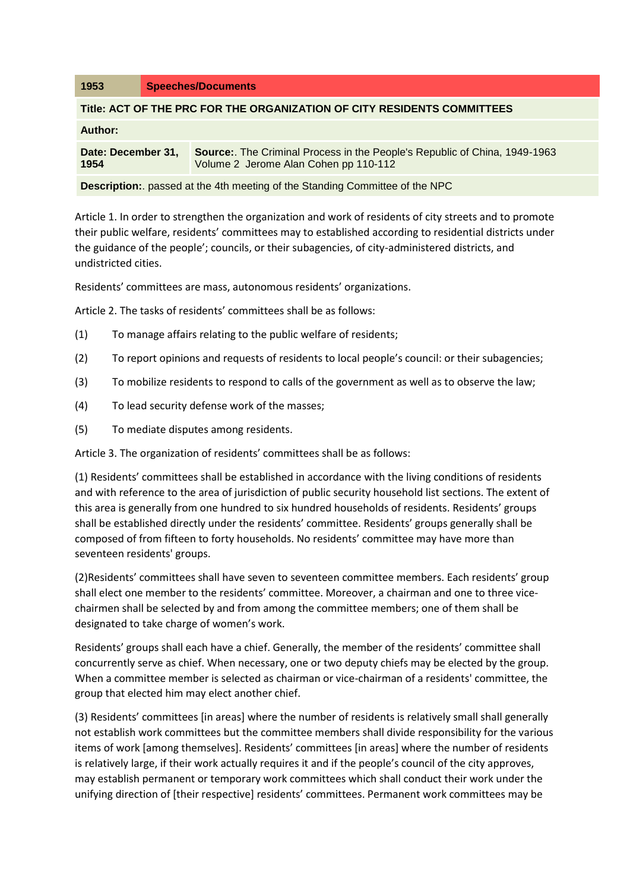| 1953 | Speeches/Documents |
|---|---|

**Title: ACT OF THE PRC FOR THE ORGANIZATION OF CITY RESIDENTS COMMITTEES**

**Author:**

| **Date: December 31, 1954** | **Source:**. The Criminal Process in the People's Republic of China, 1949-1963 Volume 2 Jerome Alan Cohen pp 110-112 |
|---|---|

**Description:**. passed at the 4th meeting of the Standing Committee of the NPC

Article 1. In order to strengthen the organization and work of residents of city streets and to promote their public welfare, residents' committees may to established according to residential districts under the guidance of the people'; councils, or their subagencies, of city-administered districts, and undistricted cities.

Residents' committees are mass, autonomous residents' organizations.

Article 2. The tasks of residents' committees shall be as follows:

(1) To manage affairs relating to the public welfare of residents;

(2) To report opinions and requests of residents to local people's council: or their subagencies;

(3) To mobilize residents to respond to calls of the government as well as to observe the law;

(4) To lead security defense work of the masses;

(5) To mediate disputes among residents.

Article 3. The organization of residents' committees shall be as follows:

(1) Residents' committees shall be established in accordance with the living conditions of residents and with reference to the area of jurisdiction of public security household list sections. The extent of this area is generally from one hundred to six hundred households of residents. Residents' groups shall be established directly under the residents' committee. Residents' groups generally shall be composed of from fifteen to forty households. No residents' committee may have more than seventeen residents' groups.

(2)Residents' committees shall have seven to seventeen committee members. Each residents' group shall elect one member to the residents' committee. Moreover, a chairman and one to three vice-chairmen shall be selected by and from among the committee members; one of them shall be designated to take charge of women's work.

Residents' groups shall each have a chief. Generally, the member of the residents' committee shall concurrently serve as chief. When necessary, one or two deputy chiefs may be elected by the group. When a committee member is selected as chairman or vice-chairman of a residents' committee, the group that elected him may elect another chief.

(3) Residents' committees [in areas] where the number of residents is relatively small shall generally not establish work committees but the committee members shall divide responsibility for the various items of work [among themselves]. Residents' committees [in areas] where the number of residents is relatively large, if their work actually requires it and if the people's council of the city approves, may establish permanent or temporary work committees which shall conduct their work under the unifying direction of [their respective] residents' committees. Permanent work committees may be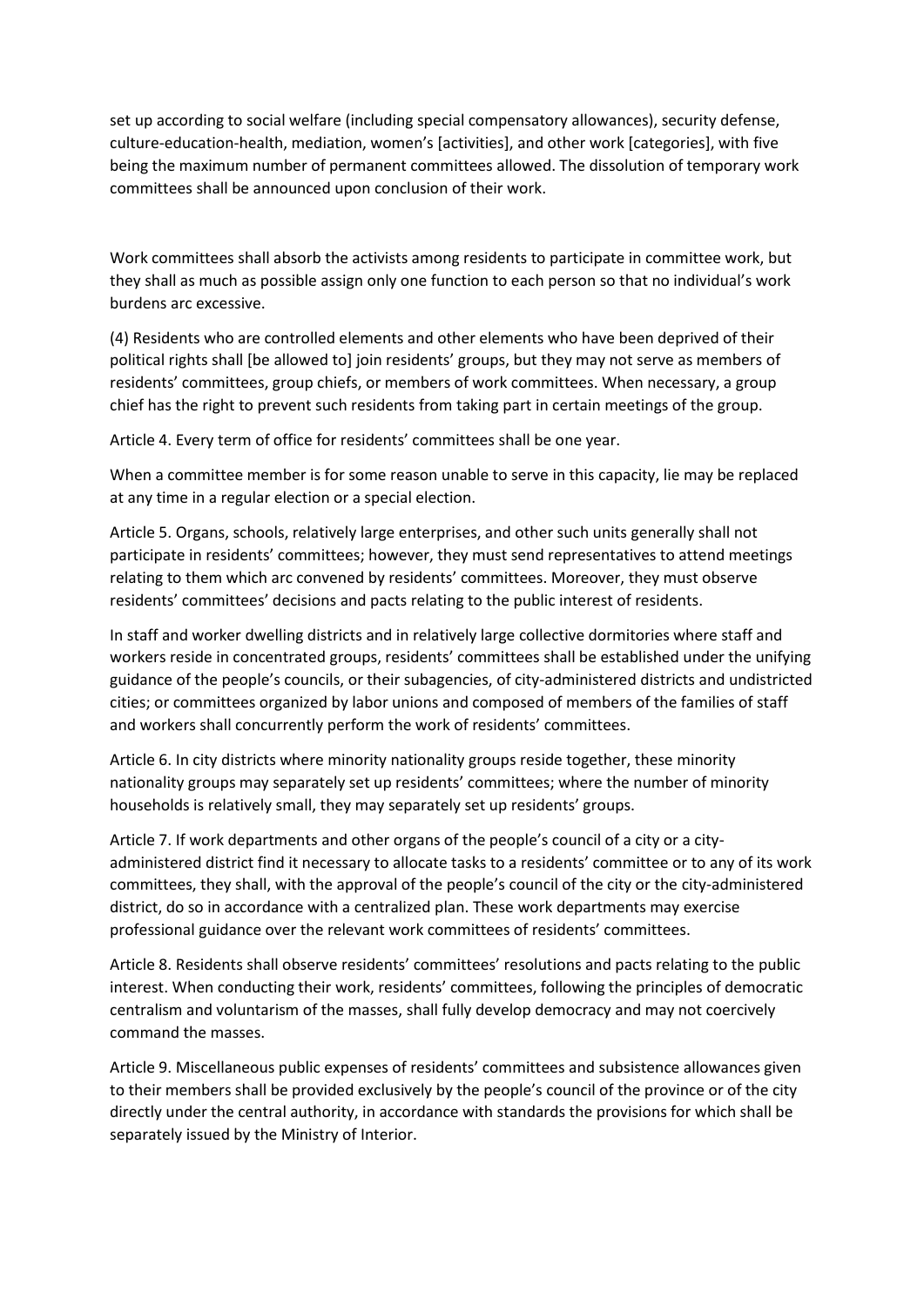set up according to social welfare (including special compensatory allowances), security defense, culture-education-health, mediation, women's [activities], and other work [categories], with five being the maximum number of permanent committees allowed. The dissolution of temporary work committees shall be announced upon conclusion of their work.

Work committees shall absorb the activists among residents to participate in committee work, but they shall as much as possible assign only one function to each person so that no individual's work burdens arc excessive.

(4) Residents who are controlled elements and other elements who have been deprived of their political rights shall [be allowed to] join residents' groups, but they may not serve as members of residents' committees, group chiefs, or members of work committees. When necessary, a group chief has the right to prevent such residents from taking part in certain meetings of the group.

Article 4. Every term of office for residents' committees shall be one year.

When a committee member is for some reason unable to serve in this capacity, lie may be replaced at any time in a regular election or a special election.

Article 5. Organs, schools, relatively large enterprises, and other such units generally shall not participate in residents' committees; however, they must send representatives to attend meetings relating to them which arc convened by residents' committees. Moreover, they must observe residents' committees' decisions and pacts relating to the public interest of residents.

In staff and worker dwelling districts and in relatively large collective dormitories where staff and workers reside in concentrated groups, residents' committees shall be established under the unifying guidance of the people's councils, or their subagencies, of city-administered districts and undistricted cities; or committees organized by labor unions and composed of members of the families of staff and workers shall concurrently perform the work of residents' committees.

Article 6. In city districts where minority nationality groups reside together, these minority nationality groups may separately set up residents' committees; where the number of minority households is relatively small, they may separately set up residents' groups.

Article 7. If work departments and other organs of the people's council of a city or a city-administered district find it necessary to allocate tasks to a residents' committee or to any of its work committees, they shall, with the approval of the people's council of the city or the city-administered district, do so in accordance with a centralized plan. These work departments may exercise professional guidance over the relevant work committees of residents' committees.

Article 8. Residents shall observe residents' committees' resolutions and pacts relating to the public interest. When conducting their work, residents' committees, following the principles of democratic centralism and voluntarism of the masses, shall fully develop democracy and may not coercively command the masses.

Article 9. Miscellaneous public expenses of residents' committees and subsistence allowances given to their members shall be provided exclusively by the people's council of the province or of the city directly under the central authority, in accordance with standards the provisions for which shall be separately issued by the Ministry of Interior.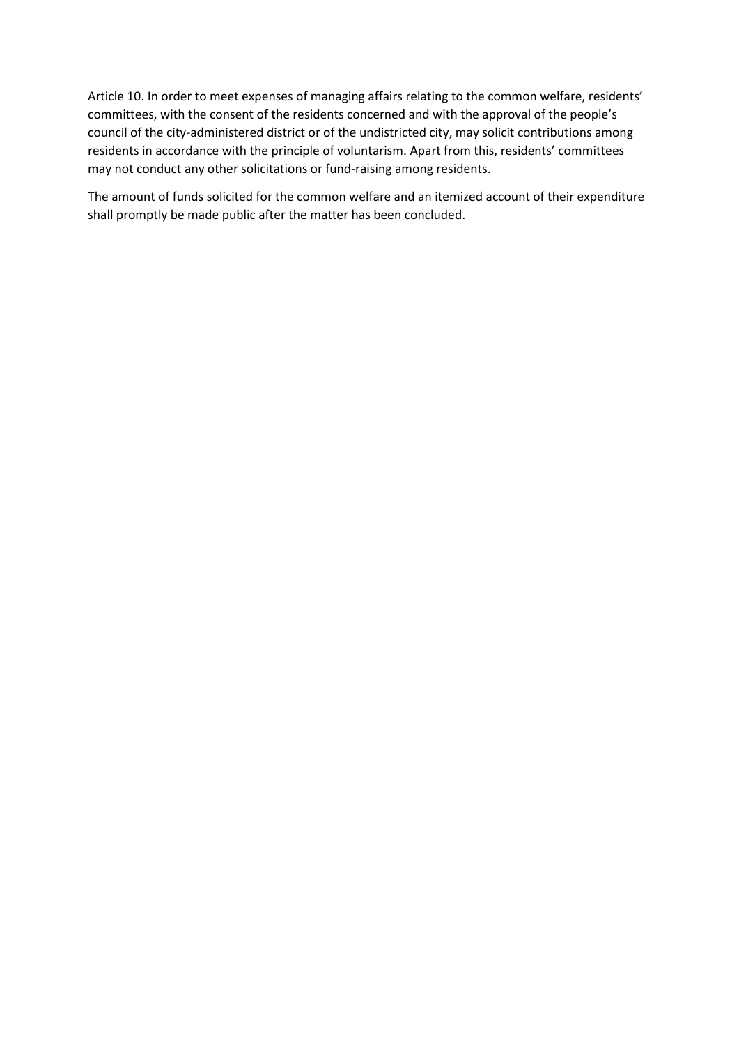Article 10. In order to meet expenses of managing affairs relating to the common welfare, residents' committees, with the consent of the residents concerned and with the approval of the people's council of the city-administered district or of the undistricted city, may solicit contributions among residents in accordance with the principle of voluntarism. Apart from this, residents' committees may not conduct any other solicitations or fund-raising among residents.

The amount of funds solicited for the common welfare and an itemized account of their expenditure shall promptly be made public after the matter has been concluded.